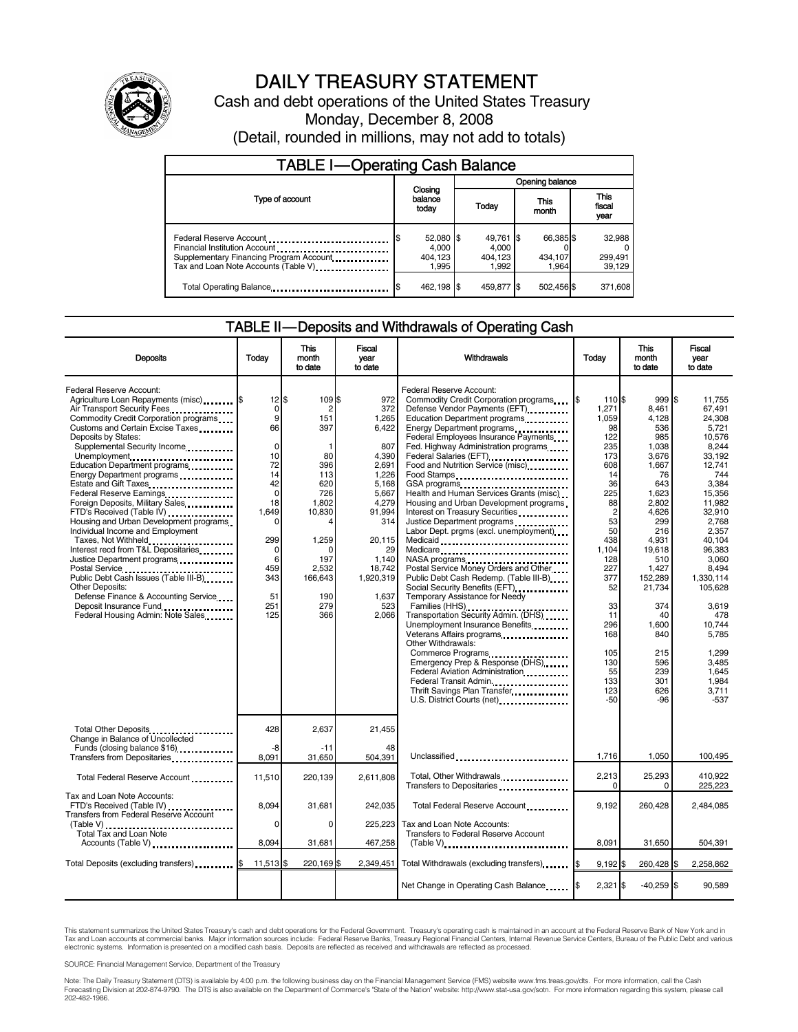# DAILY TREASURY STATEMENT

Cash and debt operations of the United States Treasury

Monday, December 8, 2008

(Detail, rounded in millions, may not add to totals)

## TABLE I—Operating Cash Balance

| Type of account | Closing balance today | Opening balance Today | Opening balance This month | Opening balance This fiscal year |
|---|---|---|---|---|
| Federal Reserve Account | $ 52,080 | $ 49,761 | $ 66,385 | $ 32,988 |
| Financial Institution Account | 4,000 | 4,000 | 0 | 0 |
| Supplementary Financing Program Account | 404,123 | 404,123 | 434,107 | 299,491 |
| Tax and Loan Note Accounts (Table V) | 1,995 | 1,992 | 1,964 | 39,129 |
| Total Operating Balance | $ 462,198 | $ 459,877 | $ 502,456 | $ 371,608 |

## TABLE II—Deposits and Withdrawals of Operating Cash

| Deposits | Today | This month to date | Fiscal year to date |
|---|---|---|---|
| Federal Reserve Account: | | | |
| Agriculture Loan Repayments (misc) | $ 12 | $ 109 | $ 972 |
| Air Transport Security Fees | 0 | 2 | 372 |
| Commodity Credit Corporation programs | 9 | 151 | 1,265 |
| Customs and Certain Excise Taxes | 66 | 397 | 6,422 |
| Deposits by States: | | | |
| Supplemental Security Income | 0 | 1 | 807 |
| Unemployment | 10 | 80 | 4,390 |
| Education Department programs | 72 | 396 | 2,691 |
| Energy Department programs | 14 | 113 | 1,226 |
| Estate and Gift Taxes | 42 | 620 | 5,168 |
| Federal Reserve Earnings | 0 | 726 | 5,667 |
| Foreign Deposits, Military Sales | 18 | 1,802 | 4,279 |
| FTD's Received (Table IV) | 1,649 | 10,830 | 91,994 |
| Housing and Urban Development programs | 0 | 4 | 314 |
| Individual Income and Employment Taxes, Not Withheld | 299 | 1,259 | 20,115 |
| Interest recd from T&L Depositaries | 0 | 0 | 29 |
| Justice Department programs | 6 | 197 | 1,140 |
| Postal Service | 459 | 2,532 | 18,742 |
| Public Debt Cash Issues (Table III-B) | 343 | 166,643 | 1,920,319 |
| Other Deposits: | | | |
| Defense Finance & Accounting Service | 51 | 190 | 1,637 |
| Deposit Insurance Fund | 251 | 279 | 523 |
| Federal Housing Admin: Note Sales | 125 | 366 | 2,066 |
| Total Other Deposits | 428 | 2,637 | 21,455 |
| Change in Balance of Uncollected Funds (closing balance $16) | -8 | -11 | 48 |
| Transfers from Depositaries | 8,091 | 31,650 | 504,391 |
| Total Federal Reserve Account | 11,510 | 220,139 | 2,611,808 |
| Tax and Loan Note Accounts: | | | |
| FTD's Received (Table IV) | 8,094 | 31,681 | 242,035 |
| Transfers from Federal Reserve Account (Table V) | 0 | 0 | 225,223 |
| Total Tax and Loan Note Accounts (Table V) | 8,094 | 31,681 | 467,258 |
| Total Deposits (excluding transfers) | $ 11,513 | $ 220,169 | $ 2,349,451 |

| Withdrawals | Today | This month to date | Fiscal year to date |
|---|---|---|---|
| Federal Reserve Account: | | | |
| Commodity Credit Corporation programs | $ 110 | $ 999 | $ 11,755 |
| Defense Vendor Payments (EFT) | 1,271 | 8,461 | 67,491 |
| Education Department programs | 1,059 | 4,128 | 24,308 |
| Energy Department programs | 98 | 536 | 5,721 |
| Federal Employees Insurance Payments | 122 | 985 | 10,576 |
| Fed. Highway Administration programs | 235 | 1,038 | 8,244 |
| Federal Salaries (EFT) | 173 | 3,676 | 33,192 |
| Food and Nutrition Service (misc) | 608 | 1,667 | 12,741 |
| Food Stamps | 14 | 76 | 744 |
| GSA programs | 36 | 643 | 3,384 |
| Health and Human Services Grants (misc) | 225 | 1,623 | 15,356 |
| Housing and Urban Development programs | 88 | 2,802 | 11,982 |
| Interest on Treasury Securities | 2 | 4,626 | 32,910 |
| Justice Department programs | 53 | 299 | 2,768 |
| Labor Dept. prgms (excl. unemployment) | 50 | 216 | 2,357 |
| Medicaid | 438 | 4,931 | 40,104 |
| Medicare | 1,104 | 19,618 | 96,383 |
| NASA programs | 128 | 510 | 3,060 |
| Postal Service Money Orders and Other | 227 | 1,427 | 8,494 |
| Public Debt Cash Redemp. (Table III-B) | 377 | 152,289 | 1,330,114 |
| Social Security Benefits (EFT) | 52 | 21,734 | 105,628 |
| Temporary Assistance for Needy Families (HHS) | 33 | 374 | 3,619 |
| Transportation Security Admin. (DHS) | 11 | 40 | 478 |
| Unemployment Insurance Benefits | 296 | 1,600 | 10,744 |
| Veterans Affairs programs | 168 | 840 | 5,785 |
| Other Withdrawals: | | | |
| Commerce Programs | 105 | 215 | 1,299 |
| Emergency Prep & Response (DHS) | 130 | 596 | 3,485 |
| Federal Aviation Administration | 55 | 239 | 1,645 |
| Federal Transit Admin. | 133 | 301 | 1,984 |
| Thrift Savings Plan Transfer | 123 | 626 | 3,711 |
| U.S. District Courts (net) | -50 | -96 | -537 |
| Unclassified | 1,716 | 1,050 | 100,495 |
| Total, Other Withdrawals | 2,213 | 25,293 | 410,922 |
| Transfers to Depositaries | 0 | 0 | 225,223 |
| Total Federal Reserve Account | 9,192 | 260,428 | 2,484,085 |
| Tax and Loan Note Accounts: | | | |
| Transfers to Federal Reserve Account (Table V) | 8,091 | 31,650 | 504,391 |
| Total Withdrawals (excluding transfers) | $ 9,192 | $ 260,428 | $ 2,258,862 |
| Net Change in Operating Cash Balance | $ 2,321 | $ -40,259 | $ 90,589 |

This statement summarizes the United States Treasury's cash and debt operations for the Federal Government. Treasury's operating cash is maintained in an account at the Federal Reserve Bank of New York and in Tax and Loan accounts at commercial banks. Major information sources include: Federal Reserve Banks, Treasury Regional Financial Centers, Internal Revenue Service Centers, Bureau of the Public Debt and various electronic systems. Information is presented on a modified cash basis. Deposits are reflected as received and withdrawals are reflected as processed.

SOURCE: Financial Management Service, Department of the Treasury

Note: The Daily Treasury Statement (DTS) is available by 4:00 p.m. the following business day on the Financial Management Service (FMS) website www.fms.treas.gov/dts. For more information, call the Cash Forecasting Division at 202-874-9790. The DTS is also available on the Department of Commerce's "State of the Nation" website: http://www.stat-usa.gov/sotn. For more information regarding this system, please call 202-482-1986.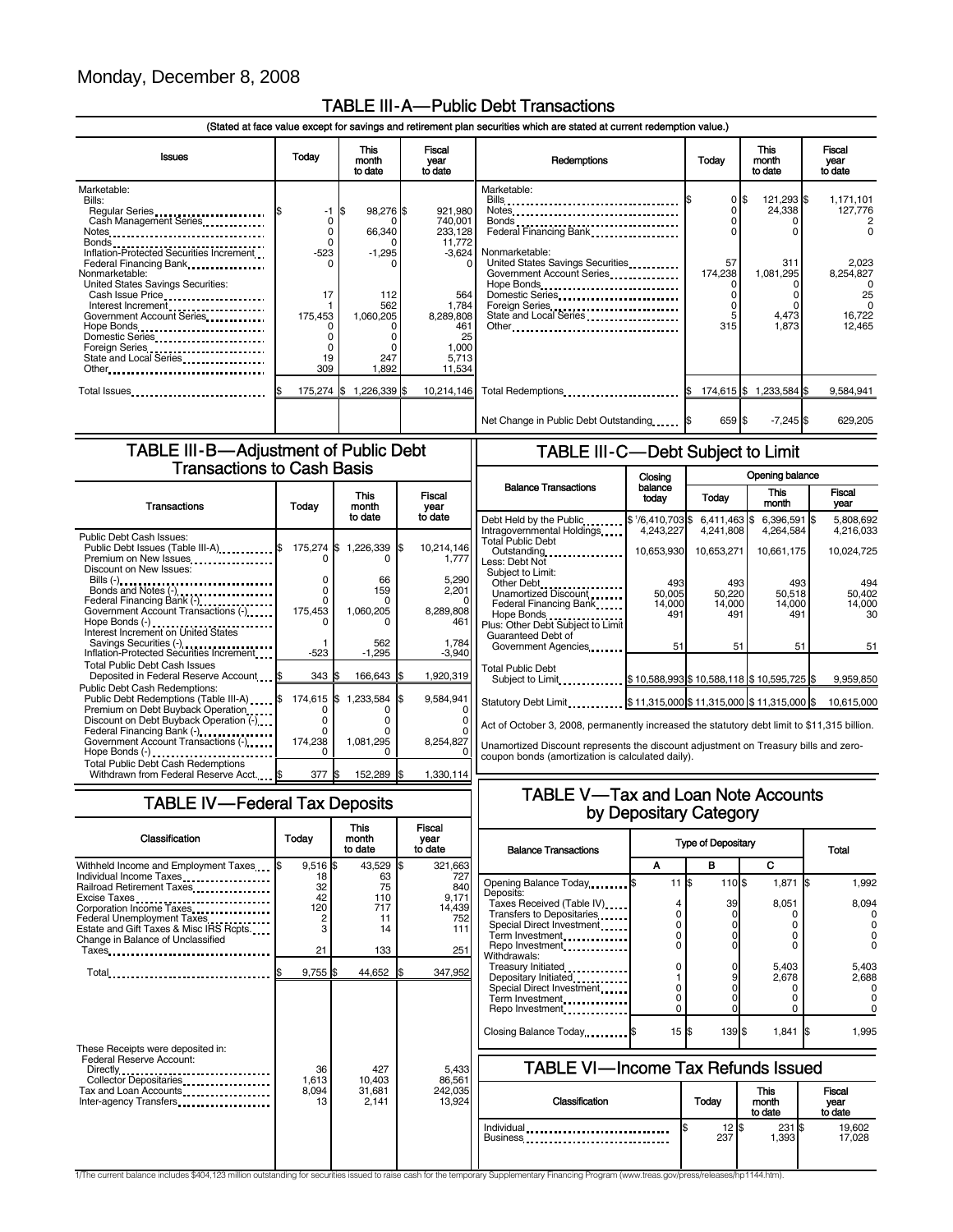Monday, December 8, 2008

## TABLE III-A—Public Debt Transactions

(Stated at face value except for savings and retirement plan securities which are stated at current redemption value.)

| Issues | Today | This month to date | Fiscal year to date | Redemptions | Today | This month to date | Fiscal year to date |
|---|---|---|---|---|---|---|---|
| Marketable: | | | | Marketable: | | | |
| Bills: | | | | Bills | $ 0 | $ 121,293 | $ 1,171,101 |
| Regular Series | $ -1 | $ 98,276 | $ 921,980 | Notes | 0 | 24,338 | 127,776 |
| Cash Management Series | 0 | 0 | 740,001 | Bonds | 0 | 0 | 2 |
| Notes | 0 | 66,340 | 233,128 | Federal Financing Bank | 0 | 0 | 0 |
| Bonds | 0 | 0 | 11,772 | | | | |
| Inflation-Protected Securities Increment | -523 | -1,295 | -3,624 | Nonmarketable: | | | |
| Federal Financing Bank | 0 | 0 | 0 | United States Savings Securities | 57 | 311 | 2,023 |
| Nonmarketable: | | | | Government Account Series | 174,238 | 1,081,295 | 8,254,827 |
| United States Savings Securities: | | | | Hope Bonds | 0 | 0 | 0 |
| Cash Issue Price | 17 | 112 | 564 | Domestic Series | 0 | 0 | 25 |
| Interest Increment | 1 | 562 | 1,784 | Foreign Series | 0 | 0 | 0 |
| Government Account Series | 175,453 | 1,060,205 | 8,289,808 | State and Local Series | 5 | 4,473 | 16,722 |
| Hope Bonds | 0 | 0 | 461 | Other | 315 | 1,873 | 12,465 |
| Domestic Series | 0 | 0 | 25 | | | | |
| Foreign Series | 0 | 0 | 1,000 | | | | |
| State and Local Series | 19 | 247 | 5,713 | | | | |
| Other | 309 | 1,892 | 11,534 | | | | |
| Total Issues | $ 175,274 | $ 1,226,339 | $ 10,214,146 | Total Redemptions | $ 174,615 | $ 1,233,584 | $ 9,584,941 |
| | | | | Net Change in Public Debt Outstanding | $ 659 | $ -7,245 | $ 629,205 |

## TABLE III-B—Adjustment of Public Debt Transactions to Cash Basis

| Transactions | Today | This month to date | Fiscal year to date |
|---|---|---|---|
| Public Debt Cash Issues: | | | |
| Public Debt Issues (Table III-A) | $ 175,274 | $ 1,226,339 | $ 10,214,146 |
| Premium on New Issues | 0 | 0 | 1,777 |
| Discount on New Issues: | | | |
| Bills (-) | 0 | 66 | 5,290 |
| Bonds and Notes (-) | 0 | 159 | 2,201 |
| Federal Financing Bank (-) | 0 | 0 | 0 |
| Government Account Transactions (-) | 175,453 | 1,060,205 | 8,289,808 |
| Hope Bonds (-) | 0 | 0 | 461 |
| Interest Increment on United States Savings Securities (-) | 1 | 562 | 1,784 |
| Inflation-Protected Securities Increment | -523 | -1,295 | -3,940 |
| Total Public Debt Cash Issues Deposited in Federal Reserve Account | $ 343 | $ 166,643 | $ 1,920,319 |
| Public Debt Cash Redemptions: | | | |
| Public Debt Redemptions (Table III-A) | $ 174,615 | $ 1,233,584 | $ 9,584,941 |
| Premium on Debt Buyback Operation | 0 | 0 | 0 |
| Discount on Debt Buyback Operation (-) | 0 | 0 | 0 |
| Federal Financing Bank (-) | 0 | 0 | 0 |
| Government Account Transactions (-) | 174,238 | 1,081,295 | 8,254,827 |
| Hope Bonds (-) | 0 | 0 | 0 |
| Total Public Debt Cash Redemptions Withdrawn from Federal Reserve Acct. | $ 377 | $ 152,289 | $ 1,330,114 |

## TABLE III-C—Debt Subject to Limit

| Balance Transactions | Closing balance today | Opening balance Today | Opening balance This month | Opening balance Fiscal year |
|---|---|---|---|---|
| Debt Held by the Public | $ [1]6,410,703 | $ 6,411,463 | $ 6,396,591 | $ 5,808,692 |
| Intragovernmental Holdings | 4,243,227 | 4,241,808 | 4,264,584 | 4,216,033 |
| Total Public Debt Outstanding | 10,653,930 | 10,653,271 | 10,661,175 | 10,024,725 |
| Less: Debt Not Subject to Limit: | | | | |
| Other Debt | 493 | 493 | 493 | 494 |
| Unamortized Discount | 50,005 | 50,220 | 50,518 | 50,402 |
| Federal Financing Bank | 14,000 | 14,000 | 14,000 | 14,000 |
| Hope Bonds | 491 | 491 | 491 | 30 |
| Plus: Other Debt Subject to Limit | | | | |
| Guaranteed Debt of Government Agencies | 51 | 51 | 51 | 51 |
| Total Public Debt Subject to Limit | $ 10,588,993 | $ 10,588,118 | $ 10,595,725 | $ 9,959,850 |
| Statutory Debt Limit | $ 11,315,000 | $ 11,315,000 | $ 11,315,000 | $ 10,615,000 |

Act of October 3, 2008, permanently increased the statutory debt limit to $11,315 billion.

Unamortized Discount represents the discount adjustment on Treasury bills and zero-coupon bonds (amortization is calculated daily).

## TABLE IV—Federal Tax Deposits

| Classification | Today | This month to date | Fiscal year to date |
|---|---|---|---|
| Withheld Income and Employment Taxes | $ 9,516 | $ 43,529 | $ 321,663 |
| Individual Income Taxes | 18 | 63 | 727 |
| Railroad Retirement Taxes | 32 | 75 | 840 |
| Excise Taxes | 42 | 110 | 9,171 |
| Corporation Income Taxes | 120 | 717 | 14,439 |
| Federal Unemployment Taxes | 2 | 11 | 752 |
| Estate and Gift Taxes & Misc IRS Rcpts. | 3 | 14 | 111 |
| Change in Balance of Unclassified Taxes | 21 | 133 | 251 |
| Total | $ 9,755 | $ 44,652 | $ 347,952 |
| These Receipts were deposited in: | | | |
| Federal Reserve Account: | | | |
| Directly | 36 | 427 | 5,433 |
| Collector Depositaries | 1,613 | 10,403 | 86,561 |
| Tax and Loan Accounts | 8,094 | 31,681 | 242,035 |
| Inter-agency Transfers | 13 | 2,141 | 13,924 |

## TABLE V—Tax and Loan Note Accounts by Depositary Category

| Balance Transactions | Type of Depositary A | B | C | Total |
|---|---|---|---|---|
| Opening Balance Today | $ 11 | $ 110 | $ 1,871 | $ 1,992 |
| Deposits: | | | | |
| Taxes Received (Table IV) | 4 | 39 | 8,051 | 8,094 |
| Transfers to Depositaries | 0 | 0 | 0 | 0 |
| Special Direct Investment | 0 | 0 | 0 | 0 |
| Term Investment | 0 | 0 | 0 | 0 |
| Repo Investment | 0 | 0 | 0 | 0 |
| Withdrawals: | | | | |
| Treasury Initiated | 0 | 0 | 5,403 | 5,403 |
| Depositary Initiated | 1 | 9 | 2,678 | 2,688 |
| Special Direct Investment | 0 | 0 | 0 | 0 |
| Term Investment | 0 | 0 | 0 | 0 |
| Repo Investment | 0 | 0 | 0 | 0 |
| Closing Balance Today | $ 15 | $ 139 | $ 1,841 | $ 1,995 |

## TABLE VI—Income Tax Refunds Issued

| Classification | Today | This month to date | Fiscal year to date |
|---|---|---|---|
| Individual | $ 12 | $ 231 | $ 19,602 |
| Business | 237 | 1,393 | 17,028 |

1/The current balance includes $404,123 million outstanding for securities issued to raise cash for the temporary Supplementary Financing Program (www.treas.gov/press/releases/hp1144.htm).